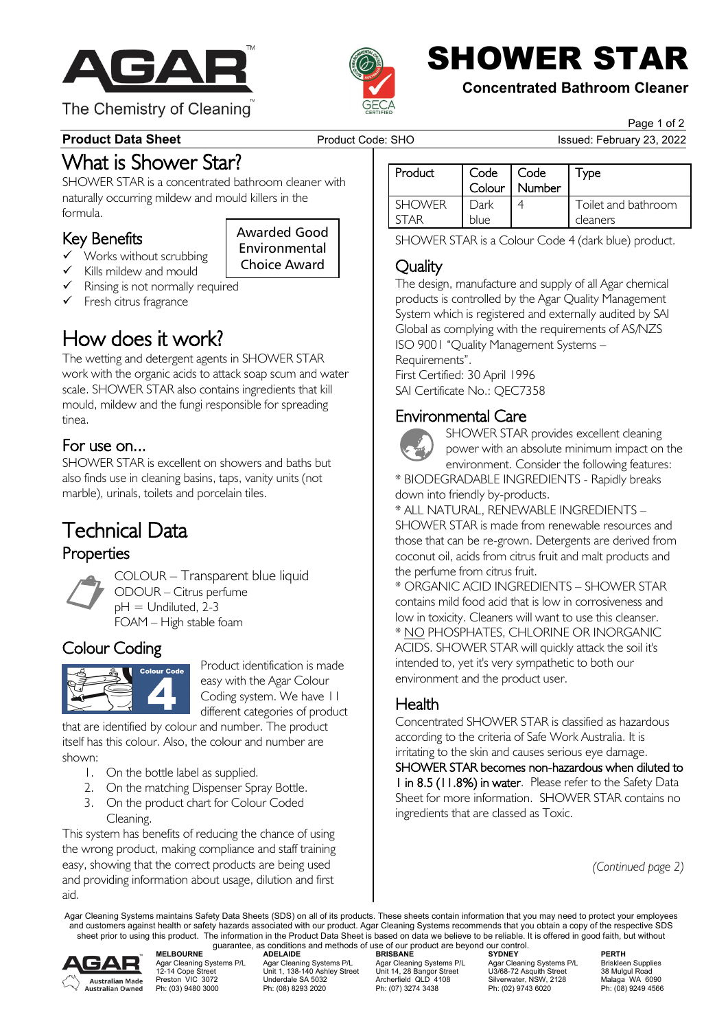# SHOWER STAR

**Concentrated Bathroom Cleaner**

AGAR — The Chemistry of Cleaning

**Product Data Sheet** Product Code: SHO Issued: February 23, 2022

## What is Shower Star?

SHOWER STAR is a concentrated bathroom cleaner with naturally occurring mildew and mould killers in the formula.

### Key Benefits

Awarded Good Environmental Choice Award

- ✓ Works without scrubbing
- ✓ Kills mildew and mould
- ✓ Rinsing is not normally required
- ✓ Fresh citrus fragrance

## How does it work?

The wetting and detergent agents in SHOWER STAR work with the organic acids to attack soap scum and water scale. SHOWER STAR also contains ingredients that kill mould, mildew and the fungi responsible for spreading tinea.

### For use on...

SHOWER STAR is excellent on showers and baths but also finds use in cleaning basins, taps, vanity units (not marble), urinals, toilets and porcelain tiles.

## Technical Data

### Properties

COLOUR – Transparent blue liquid
ODOUR – Citrus perfume
pH = Undiluted, 2-3
FOAM – High stable foam

### Colour Coding

Product identification is made easy with the Agar Colour Coding system. We have 11 different categories of product that are identified by colour and number. The product itself has this colour. Also, the colour and number are shown:

1. On the bottle label as supplied.
2. On the matching Dispenser Spray Bottle.
3. On the product chart for Colour Coded Cleaning.

This system has benefits of reducing the chance of using the wrong product, making compliance and staff training easy, showing that the correct products are being used and providing information about usage, dilution and first aid.

| Product | Code Colour | Code Number | Type |
|---|---|---|---|
| SHOWER STAR | Dark blue | 4 | Toilet and bathroom cleaners |

SHOWER STAR is a Colour Code 4 (dark blue) product.

## Quality

The design, manufacture and supply of all Agar chemical products is controlled by the Agar Quality Management System which is registered and externally audited by SAI Global as complying with the requirements of AS/NZS ISO 9001 "Quality Management Systems – Requirements".
First Certified: 30 April 1996
SAI Certificate No.: QEC7358

## Environmental Care

SHOWER STAR provides excellent cleaning power with an absolute minimum impact on the environment. Consider the following features:

* BIODEGRADABLE INGREDIENTS - Rapidly breaks down into friendly by-products.

* ALL NATURAL, RENEWABLE INGREDIENTS – SHOWER STAR is made from renewable resources and those that can be re-grown. Detergents are derived from coconut oil, acids from citrus fruit and malt products and the perfume from citrus fruit.

* ORGANIC ACID INGREDIENTS – SHOWER STAR contains mild food acid that is low in corrosiveness and low in toxicity. Cleaners will want to use this cleanser.

* NO PHOSPHATES, CHLORINE OR INORGANIC ACIDS. SHOWER STAR will quickly attack the soil it's intended to, yet it's very sympathetic to both our environment and the product user.

## Health

Concentrated SHOWER STAR is classified as hazardous according to the criteria of Safe Work Australia. It is irritating to the skin and causes serious eye damage. **SHOWER STAR becomes non-hazardous when diluted to 1 in 8.5 (11.8%) in water**. Please refer to the Safety Data Sheet for more information. SHOWER STAR contains no ingredients that are classed as Toxic.

*(Continued page 2)*

Agar Cleaning Systems maintains Safety Data Sheets (SDS) on all of its products. These sheets contain information that you may need to protect your employees and customers against health or safety hazards associated with our product. Agar Cleaning Systems recommends that you obtain a copy of the respective SDS sheet prior to using this product. The information in the Product Data Sheet is based on data we believe to be reliable. It is offered in good faith, but without guarantee, as conditions and methods of use of our product are beyond our control.

AGAR — Australian Made, Australian Owned

| MELBOURNE | ADELAIDE | BRISBANE | SYDNEY | PERTH |
|---|---|---|---|---|
| Agar Cleaning Systems P/L | Agar Cleaning Systems P/L | Agar Cleaning Systems P/L | Agar Cleaning Systems P/L | Briskleen Supplies |
| 12-14 Cope Street | Unit 1, 138-140 Ashley Street | Unit 14, 28 Bangor Street | U3/68-72 Asquith Street | 38 Mulgul Road |
| Preston VIC 3072 | Underdale SA 5032 | Archerfield QLD 4108 | Silverwater, NSW, 2128 | Malaga WA 6090 |
| Ph: (03) 9480 3000 | Ph: (08) 8293 2020 | Ph: (07) 3274 3438 | Ph: (02) 9743 6020 | Ph: (08) 9249 4566 |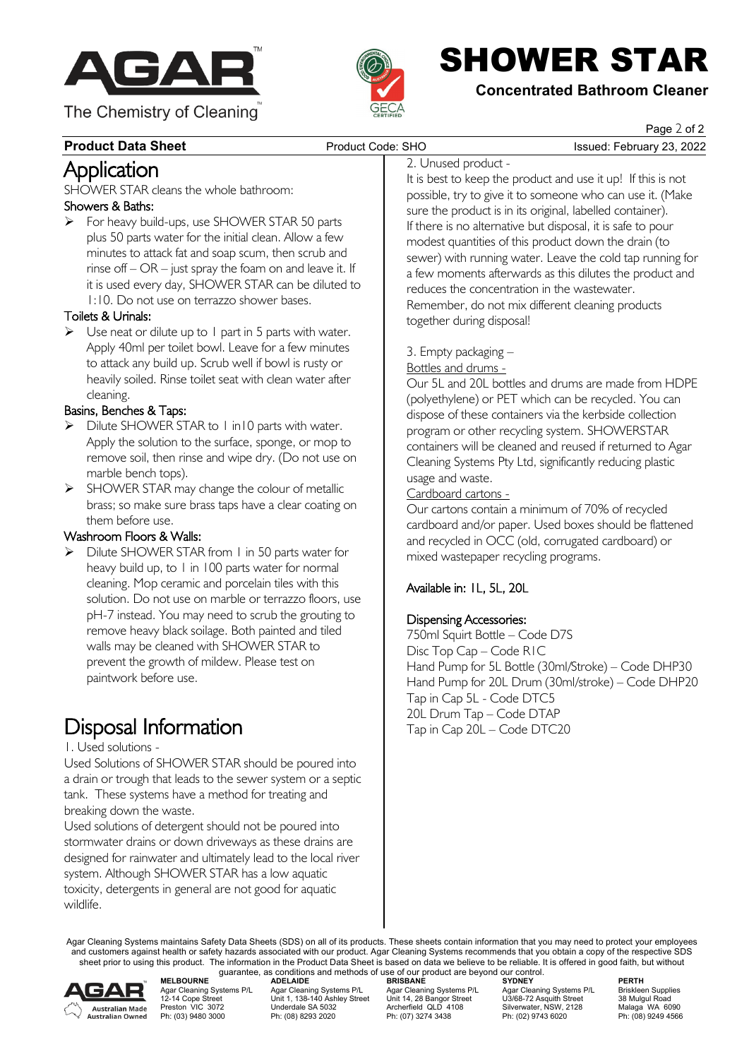# SHOWER STAR

**Concentrated Bathroom Cleaner**

**Product Data Sheet** Product Code: SHO Issued: February 23, 2022

# Application

SHOWER STAR cleans the whole bathroom:

### Showers & Baths:

- For heavy build-ups, use SHOWER STAR 50 parts plus 50 parts water for the initial clean. Allow a few minutes to attack fat and soap scum, then scrub and rinse off – OR – just spray the foam on and leave it. If it is used every day, SHOWER STAR can be diluted to 1:10. Do not use on terrazzo shower bases.

### Toilets & Urinals:

- Use neat or dilute up to 1 part in 5 parts with water. Apply 40ml per toilet bowl. Leave for a few minutes to attack any build up. Scrub well if bowl is rusty or heavily soiled. Rinse toilet seat with clean water after cleaning.

### Basins, Benches & Taps:

- Dilute SHOWER STAR to 1 in10 parts with water. Apply the solution to the surface, sponge, or mop to remove soil, then rinse and wipe dry. (Do not use on marble bench tops).
- SHOWER STAR may change the colour of metallic brass; so make sure brass taps have a clear coating on them before use.

### Washroom Floors & Walls:

- Dilute SHOWER STAR from 1 in 50 parts water for heavy build up, to 1 in 100 parts water for normal cleaning. Mop ceramic and porcelain tiles with this solution. Do not use on marble or terrazzo floors, use pH-7 instead. You may need to scrub the grouting to remove heavy black soilage. Both painted and tiled walls may be cleaned with SHOWER STAR to prevent the growth of mildew. Please test on paintwork before use.

# Disposal Information

1. Used solutions -

Used Solutions of SHOWER STAR should be poured into a drain or trough that leads to the sewer system or a septic tank. These systems have a method for treating and breaking down the waste.

Used solutions of detergent should not be poured into stormwater drains or down driveways as these drains are designed for rainwater and ultimately lead to the local river system. Although SHOWER STAR has a low aquatic toxicity, detergents in general are not good for aquatic wildlife.

2. Unused product -

It is best to keep the product and use it up! If this is not possible, try to give it to someone who can use it. (Make sure the product is in its original, labelled container).
If there is no alternative but disposal, it is safe to pour modest quantities of this product down the drain (to sewer) with running water. Leave the cold tap running for a few moments afterwards as this dilutes the product and reduces the concentration in the wastewater.
Remember, do not mix different cleaning products together during disposal!

3. Empty packaging –

Bottles and drums -

Our 5L and 20L bottles and drums are made from HDPE (polyethylene) or PET which can be recycled. You can dispose of these containers via the kerbside collection program or other recycling system. SHOWERSTAR containers will be cleaned and reused if returned to Agar Cleaning Systems Pty Ltd, significantly reducing plastic usage and waste.

Cardboard cartons -

Our cartons contain a minimum of 70% of recycled cardboard and/or paper. Used boxes should be flattened and recycled in OCC (old, corrugated cardboard) or mixed wastepaper recycling programs.

### Available in: 1L, 5L, 20L

### Dispensing Accessories:

750ml Squirt Bottle – Code D7S
Disc Top Cap – Code R1C
Hand Pump for 5L Bottle (30ml/Stroke) – Code DHP30
Hand Pump for 20L Drum (30ml/stroke) – Code DHP20
Tap in Cap 5L - Code DTC5
20L Drum Tap – Code DTAP
Tap in Cap 20L – Code DTC20

Agar Cleaning Systems maintains Safety Data Sheets (SDS) on all of its products. These sheets contain information that you may need to protect your employees and customers against health or safety hazards associated with our product. Agar Cleaning Systems recommends that you obtain a copy of the respective SDS sheet prior to using this product. The information in the Product Data Sheet is based on data we believe to be reliable. It is offered in good faith, but without guarantee, as conditions and methods of use of our product are beyond our control.

Australian Made Australian Owned

| MELBOURNE | ADELAIDE | BRISBANE | SYDNEY | PERTH |
|---|---|---|---|---|
| Agar Cleaning Systems P/L | Agar Cleaning Systems P/L | Agar Cleaning Systems P/L | Agar Cleaning Systems P/L | Briskleen Supplies |
| 12-14 Cope Street | Unit 1, 138-140 Ashley Street | Unit 14, 28 Bangor Street | U3/68-72 Asquith Street | 38 Mulgul Road |
| Preston VIC 3072 | Underdale SA 5032 | Archerfield QLD 4108 | Silverwater, NSW, 2128 | Malaga WA 6090 |
| Ph: (03) 9480 3000 | Ph: (08) 8293 2020 | Ph: (07) 3274 3438 | Ph: (02) 9743 6020 | Ph: (08) 9249 4566 |